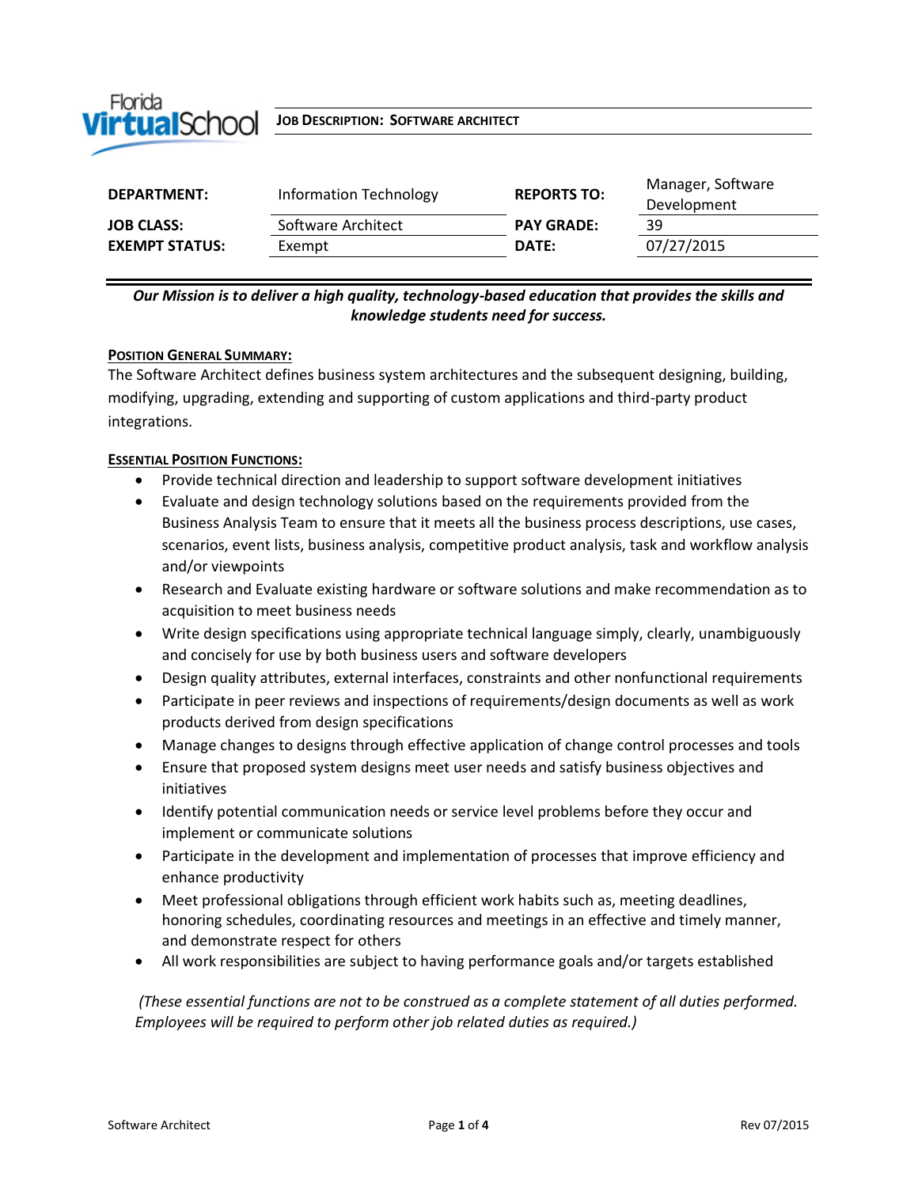**JOB DESCRIPTION: SOFTWARE ARCHITECT**

| | | | |
|---|---|---|---|
| **DEPARTMENT:** | Information Technology | **REPORTS TO:** | Manager, Software Development |
| **JOB CLASS:** | Software Architect | **PAY GRADE:** | 39 |
| **EXEMPT STATUS:** | Exempt | **DATE:** | 07/27/2015 |

***Our Mission is to deliver a high quality, technology-based education that provides the skills and knowledge students need for success.***

## POSITION GENERAL SUMMARY:

The Software Architect defines business system architectures and the subsequent designing, building, modifying, upgrading, extending and supporting of custom applications and third-party product integrations.

## ESSENTIAL POSITION FUNCTIONS:

- Provide technical direction and leadership to support software development initiatives
- Evaluate and design technology solutions based on the requirements provided from the Business Analysis Team to ensure that it meets all the business process descriptions, use cases, scenarios, event lists, business analysis, competitive product analysis, task and workflow analysis and/or viewpoints
- Research and Evaluate existing hardware or software solutions and make recommendation as to acquisition to meet business needs
- Write design specifications using appropriate technical language simply, clearly, unambiguously and concisely for use by both business users and software developers
- Design quality attributes, external interfaces, constraints and other nonfunctional requirements
- Participate in peer reviews and inspections of requirements/design documents as well as work products derived from design specifications
- Manage changes to designs through effective application of change control processes and tools
- Ensure that proposed system designs meet user needs and satisfy business objectives and initiatives
- Identify potential communication needs or service level problems before they occur and implement or communicate solutions
- Participate in the development and implementation of processes that improve efficiency and enhance productivity
- Meet professional obligations through efficient work habits such as, meeting deadlines, honoring schedules, coordinating resources and meetings in an effective and timely manner, and demonstrate respect for others
- All work responsibilities are subject to having performance goals and/or targets established

*(These essential functions are not to be construed as a complete statement of all duties performed. Employees will be required to perform other job related duties as required.)*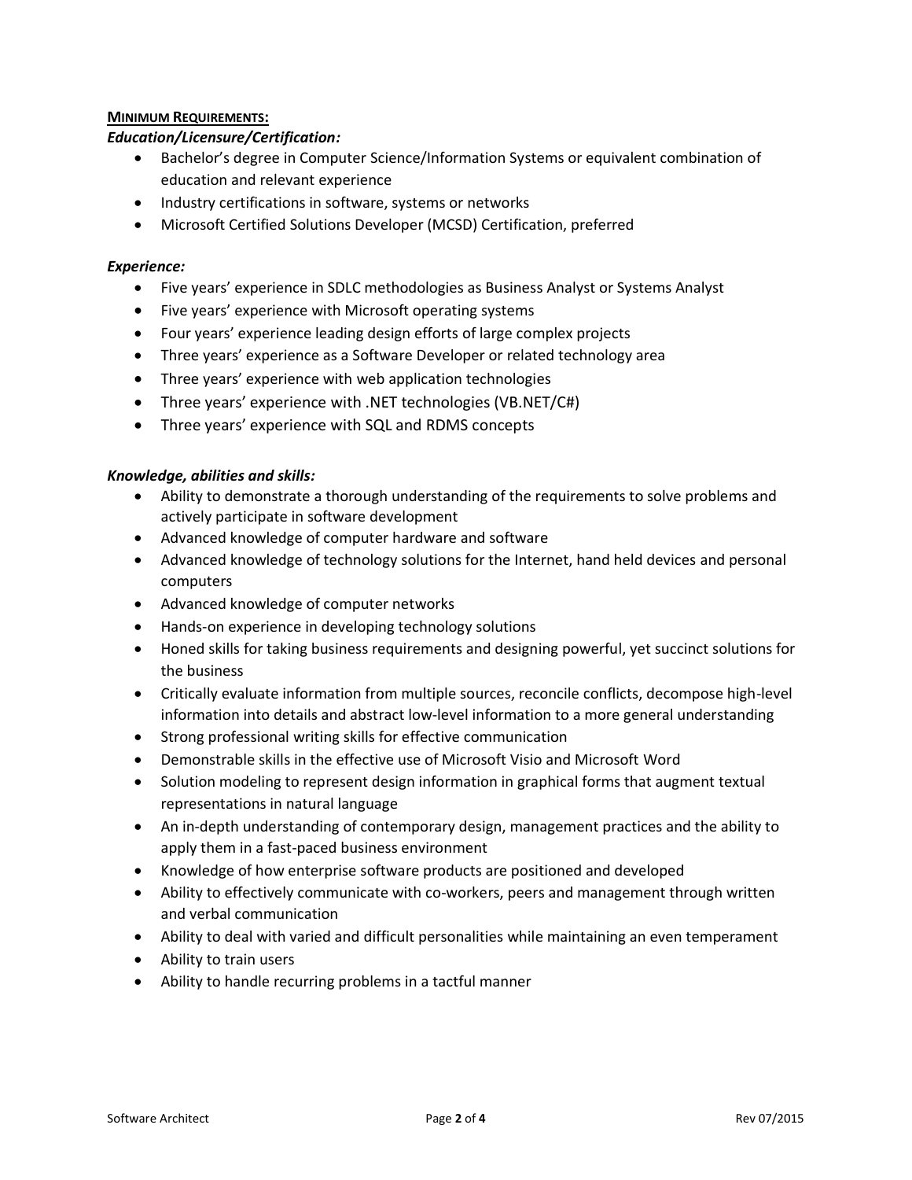**MINIMUM REQUIREMENTS:**

***Education/Licensure/Certification:***

- Bachelor's degree in Computer Science/Information Systems or equivalent combination of education and relevant experience
- Industry certifications in software, systems or networks
- Microsoft Certified Solutions Developer (MCSD) Certification, preferred

***Experience:***

- Five years' experience in SDLC methodologies as Business Analyst or Systems Analyst
- Five years' experience with Microsoft operating systems
- Four years' experience leading design efforts of large complex projects
- Three years' experience as a Software Developer or related technology area
- Three years' experience with web application technologies
- Three years' experience with .NET technologies (VB.NET/C#)
- Three years' experience with SQL and RDMS concepts

***Knowledge, abilities and skills:***

- Ability to demonstrate a thorough understanding of the requirements to solve problems and actively participate in software development
- Advanced knowledge of computer hardware and software
- Advanced knowledge of technology solutions for the Internet, hand held devices and personal computers
- Advanced knowledge of computer networks
- Hands-on experience in developing technology solutions
- Honed skills for taking business requirements and designing powerful, yet succinct solutions for the business
- Critically evaluate information from multiple sources, reconcile conflicts, decompose high-level information into details and abstract low-level information to a more general understanding
- Strong professional writing skills for effective communication
- Demonstrable skills in the effective use of Microsoft Visio and Microsoft Word
- Solution modeling to represent design information in graphical forms that augment textual representations in natural language
- An in-depth understanding of contemporary design, management practices and the ability to apply them in a fast-paced business environment
- Knowledge of how enterprise software products are positioned and developed
- Ability to effectively communicate with co-workers, peers and management through written and verbal communication
- Ability to deal with varied and difficult personalities while maintaining an even temperament
- Ability to train users
- Ability to handle recurring problems in a tactful manner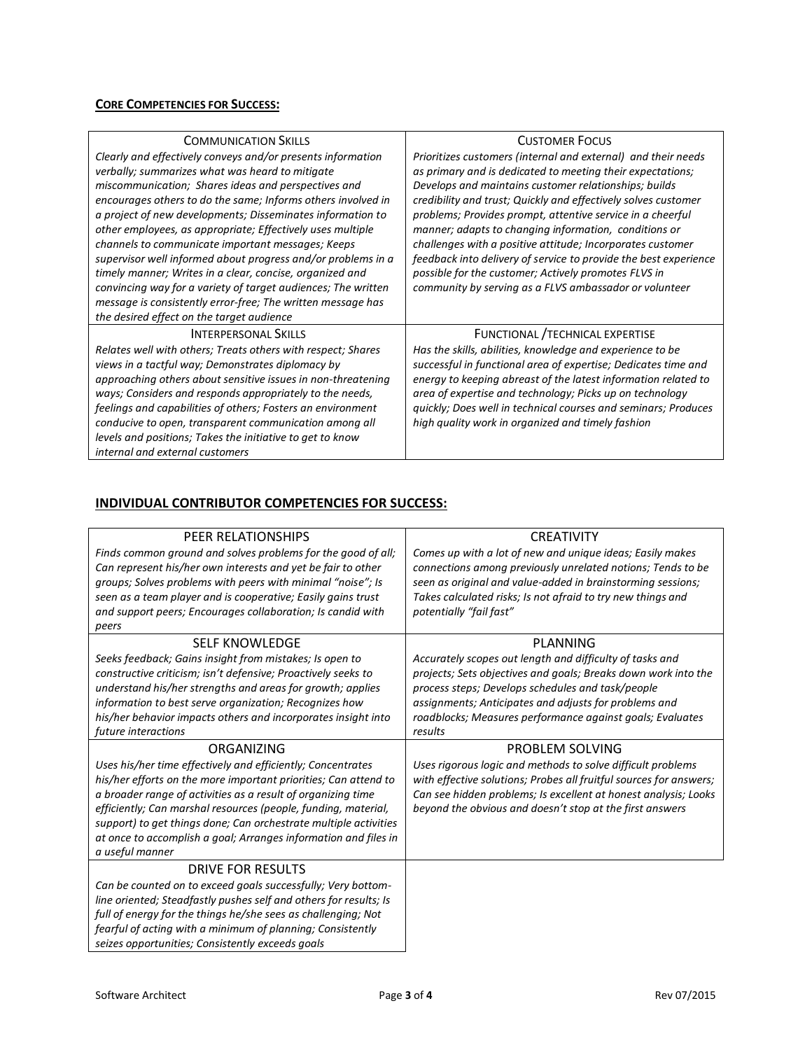**CORE COMPETENCIES FOR SUCCESS:**

| COMMUNICATION SKILLS | CUSTOMER FOCUS |
|---|---|
| *Clearly and effectively conveys and/or presents information verbally; summarizes what was heard to mitigate miscommunication; Shares ideas and perspectives and encourages others to do the same; Informs others involved in a project of new developments; Disseminates information to other employees, as appropriate; Effectively uses multiple channels to communicate important messages; Keeps supervisor well informed about progress and/or problems in a timely manner; Writes in a clear, concise, organized and convincing way for a variety of target audiences; The written message is consistently error-free; The written message has the desired effect on the target audience* | *Prioritizes customers (internal and external) and their needs as primary and is dedicated to meeting their expectations; Develops and maintains customer relationships; builds credibility and trust; Quickly and effectively solves customer problems; Provides prompt, attentive service in a cheerful manner; adapts to changing information, conditions or challenges with a positive attitude; Incorporates customer feedback into delivery of service to provide the best experience possible for the customer; Actively promotes FLVS in community by serving as a FLVS ambassador or volunteer* |
| **INTERPERSONAL SKILLS** | **FUNCTIONAL /TECHNICAL EXPERTISE** |
| *Relates well with others; Treats others with respect; Shares views in a tactful way; Demonstrates diplomacy by approaching others about sensitive issues in non-threatening ways; Considers and responds appropriately to the needs, feelings and capabilities of others; Fosters an environment conducive to open, transparent communication among all levels and positions; Takes the initiative to get to know internal and external customers* | *Has the skills, abilities, knowledge and experience to be successful in functional area of expertise; Dedicates time and energy to keeping abreast of the latest information related to area of expertise and technology; Picks up on technology quickly; Does well in technical courses and seminars; Produces high quality work in organized and timely fashion* |

**INDIVIDUAL CONTRIBUTOR COMPETENCIES FOR SUCCESS:**

| PEER RELATIONSHIPS | CREATIVITY |
|---|---|
| *Finds common ground and solves problems for the good of all; Can represent his/her own interests and yet be fair to other groups; Solves problems with peers with minimal "noise"; Is seen as a team player and is cooperative; Easily gains trust and support peers; Encourages collaboration; Is candid with peers* | *Comes up with a lot of new and unique ideas; Easily makes connections among previously unrelated notions; Tends to be seen as original and value-added in brainstorming sessions; Takes calculated risks; Is not afraid to try new things and potentially "fail fast"* |
| **SELF KNOWLEDGE** | **PLANNING** |
| *Seeks feedback; Gains insight from mistakes; Is open to constructive criticism; isn't defensive; Proactively seeks to understand his/her strengths and areas for growth; applies information to best serve organization; Recognizes how his/her behavior impacts others and incorporates insight into future interactions* | *Accurately scopes out length and difficulty of tasks and projects; Sets objectives and goals; Breaks down work into the process steps; Develops schedules and task/people assignments; Anticipates and adjusts for problems and roadblocks; Measures performance against goals; Evaluates results* |
| **ORGANIZING** | **PROBLEM SOLVING** |
| *Uses his/her time effectively and efficiently; Concentrates his/her efforts on the more important priorities; Can attend to a broader range of activities as a result of organizing time efficiently; Can marshal resources (people, funding, material, support) to get things done; Can orchestrate multiple activities at once to accomplish a goal; Arranges information and files in a useful manner* | *Uses rigorous logic and methods to solve difficult problems with effective solutions; Probes all fruitful sources for answers; Can see hidden problems; Is excellent at honest analysis; Looks beyond the obvious and doesn't stop at the first answers* |
| **DRIVE FOR RESULTS** | |
| *Can be counted on to exceed goals successfully; Very bottom-line oriented; Steadfastly pushes self and others for results; Is full of energy for the things he/she sees as challenging; Not fearful of acting with a minimum of planning; Consistently seizes opportunities; Consistently exceeds goals* | |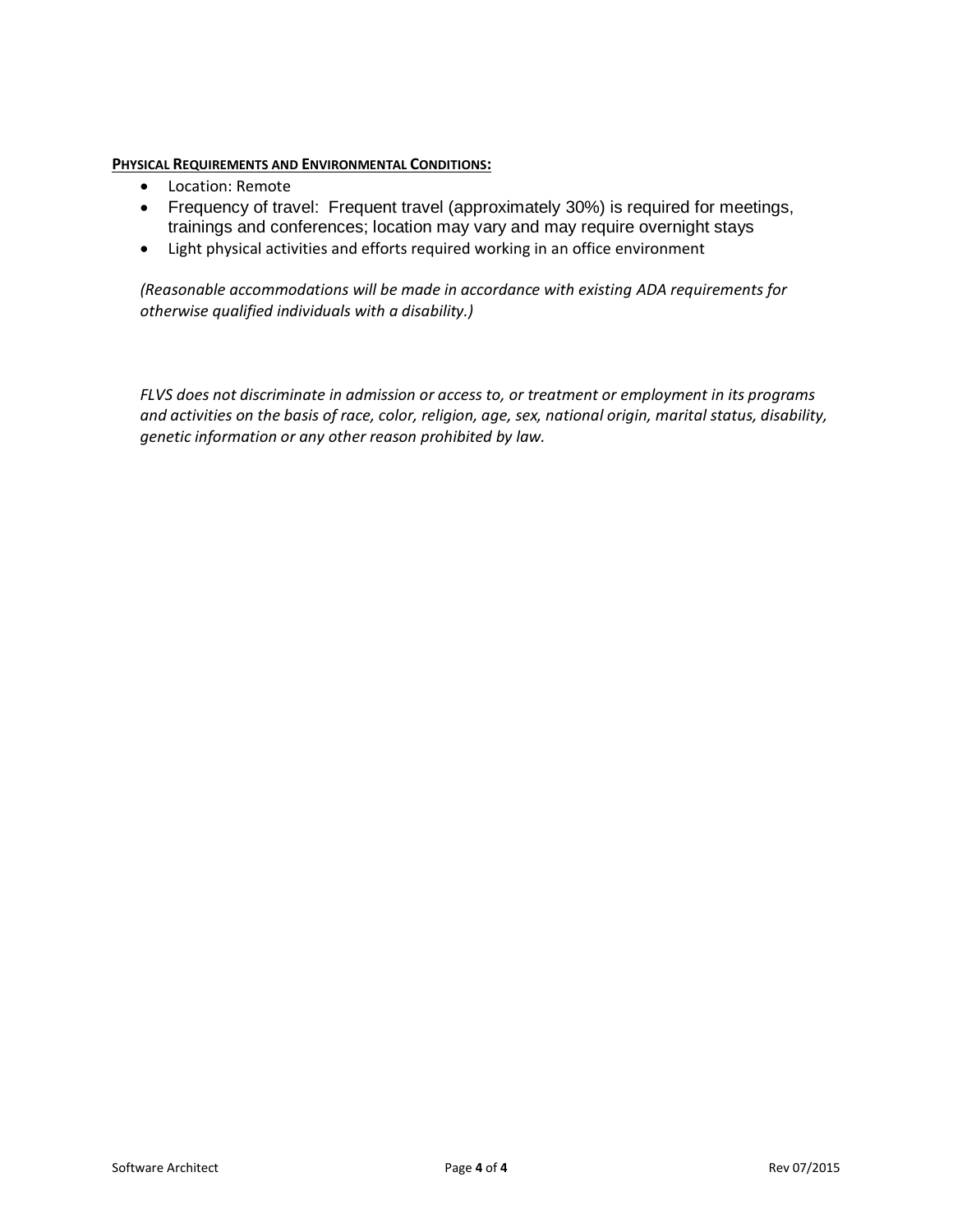**PHYSICAL REQUIREMENTS AND ENVIRONMENTAL CONDITIONS:**

- Location: Remote
- Frequency of travel: Frequent travel (approximately 30%) is required for meetings, trainings and conferences; location may vary and may require overnight stays
- Light physical activities and efforts required working in an office environment

*(Reasonable accommodations will be made in accordance with existing ADA requirements for otherwise qualified individuals with a disability.)*

*FLVS does not discriminate in admission or access to, or treatment or employment in its programs and activities on the basis of race, color, religion, age, sex, national origin, marital status, disability, genetic information or any other reason prohibited by law.*